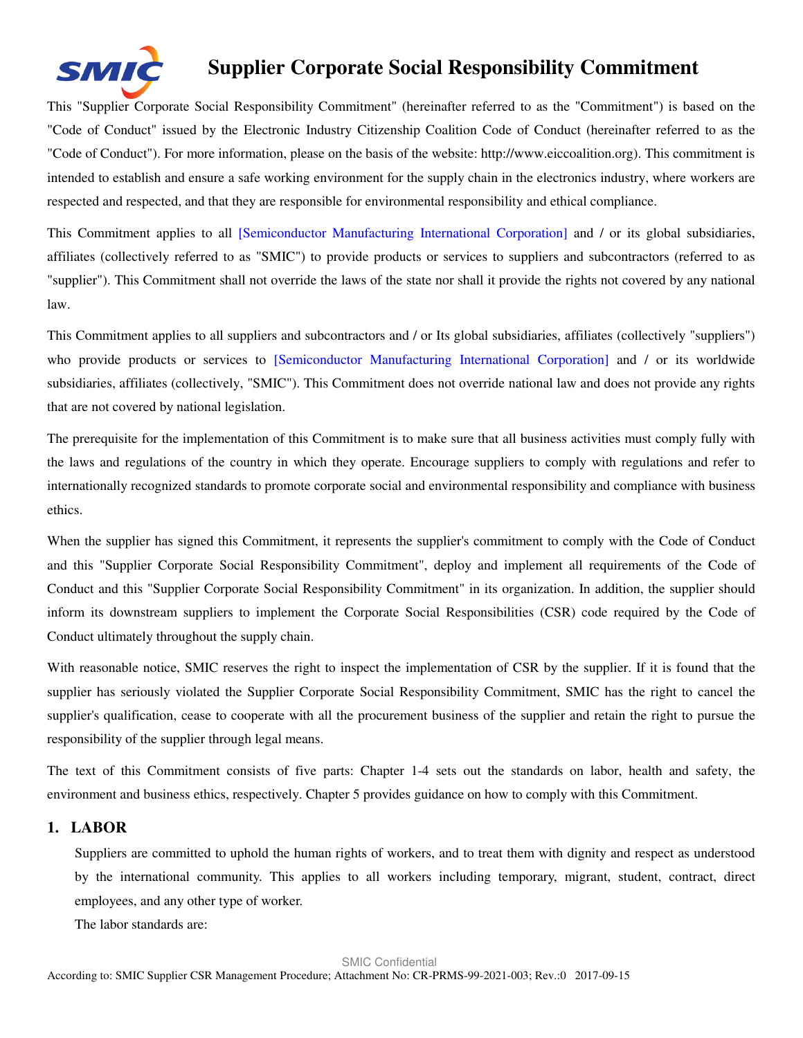# Supplier Corporate Social Responsibility Commitment

This "Supplier Corporate Social Responsibility Commitment" (hereinafter referred to as the "Commitment") is based on the "Code of Conduct" issued by the Electronic Industry Citizenship Coalition Code of Conduct (hereinafter referred to as the "Code of Conduct"). For more information, please on the basis of the website: http://www.eiccoalition.org). This commitment is intended to establish and ensure a safe working environment for the supply chain in the electronics industry, where workers are respected and respected, and that they are responsible for environmental responsibility and ethical compliance.

This Commitment applies to all [Semiconductor Manufacturing International Corporation] and / or its global subsidiaries, affiliates (collectively referred to as "SMIC") to provide products or services to suppliers and subcontractors (referred to as "supplier"). This Commitment shall not override the laws of the state nor shall it provide the rights not covered by any national law.

This Commitment applies to all suppliers and subcontractors and / or Its global subsidiaries, affiliates (collectively "suppliers") who provide products or services to [Semiconductor Manufacturing International Corporation] and / or its worldwide subsidiaries, affiliates (collectively, "SMIC"). This Commitment does not override national law and does not provide any rights that are not covered by national legislation.

The prerequisite for the implementation of this Commitment is to make sure that all business activities must comply fully with the laws and regulations of the country in which they operate. Encourage suppliers to comply with regulations and refer to internationally recognized standards to promote corporate social and environmental responsibility and compliance with business ethics.

When the supplier has signed this Commitment, it represents the supplier's commitment to comply with the Code of Conduct and this "Supplier Corporate Social Responsibility Commitment", deploy and implement all requirements of the Code of Conduct and this "Supplier Corporate Social Responsibility Commitment" in its organization. In addition, the supplier should inform its downstream suppliers to implement the Corporate Social Responsibilities (CSR) code required by the Code of Conduct ultimately throughout the supply chain.

With reasonable notice, SMIC reserves the right to inspect the implementation of CSR by the supplier. If it is found that the supplier has seriously violated the Supplier Corporate Social Responsibility Commitment, SMIC has the right to cancel the supplier's qualification, cease to cooperate with all the procurement business of the supplier and retain the right to pursue the responsibility of the supplier through legal means.

The text of this Commitment consists of five parts: Chapter 1-4 sets out the standards on labor, health and safety, the environment and business ethics, respectively. Chapter 5 provides guidance on how to comply with this Commitment.

## 1. LABOR

Suppliers are committed to uphold the human rights of workers, and to treat them with dignity and respect as understood by the international community. This applies to all workers including temporary, migrant, student, contract, direct employees, and any other type of worker.

The labor standards are: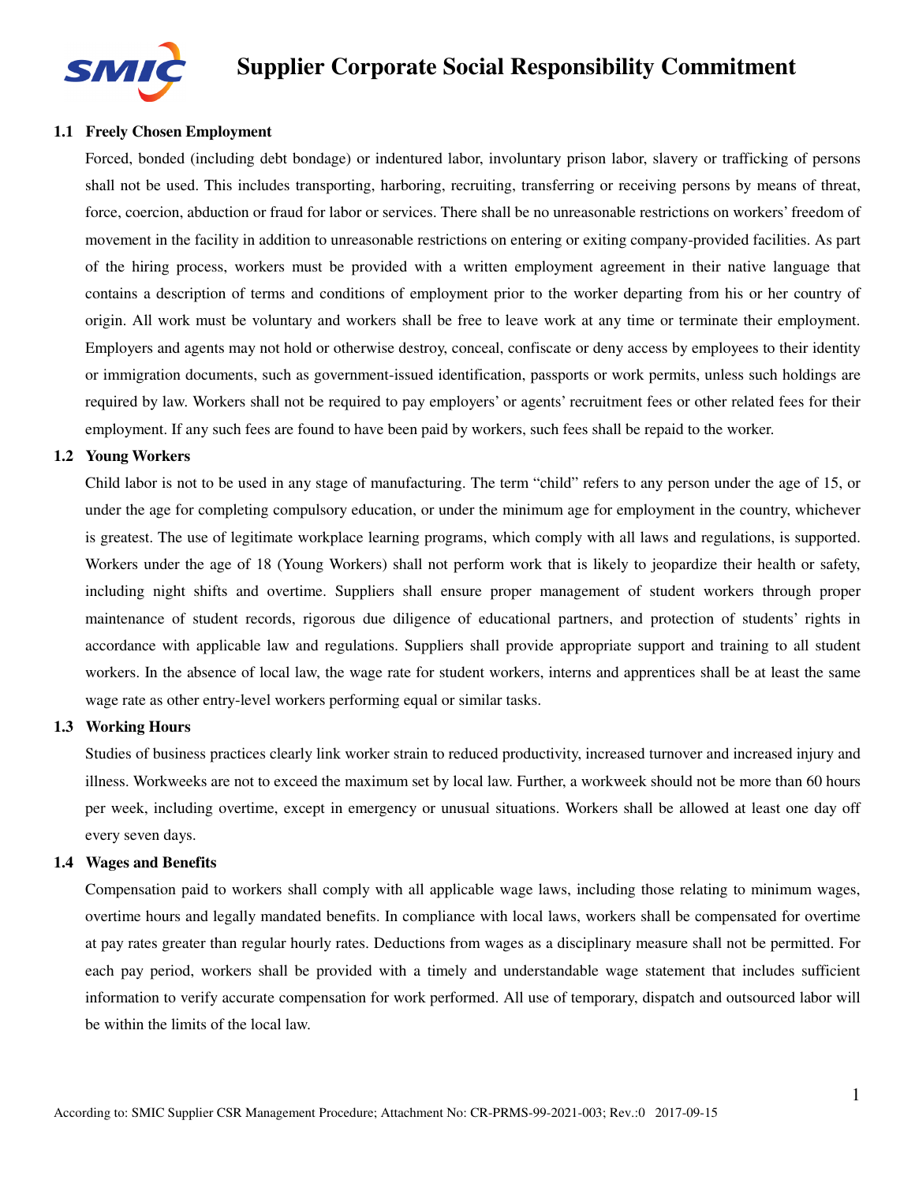# Supplier Corporate Social Responsibility Commitment

### 1.1 Freely Chosen Employment

Forced, bonded (including debt bondage) or indentured labor, involuntary prison labor, slavery or trafficking of persons shall not be used. This includes transporting, harboring, recruiting, transferring or receiving persons by means of threat, force, coercion, abduction or fraud for labor or services. There shall be no unreasonable restrictions on workers' freedom of movement in the facility in addition to unreasonable restrictions on entering or exiting company-provided facilities. As part of the hiring process, workers must be provided with a written employment agreement in their native language that contains a description of terms and conditions of employment prior to the worker departing from his or her country of origin. All work must be voluntary and workers shall be free to leave work at any time or terminate their employment. Employers and agents may not hold or otherwise destroy, conceal, confiscate or deny access by employees to their identity or immigration documents, such as government-issued identification, passports or work permits, unless such holdings are required by law. Workers shall not be required to pay employers' or agents' recruitment fees or other related fees for their employment. If any such fees are found to have been paid by workers, such fees shall be repaid to the worker.

### 1.2 Young Workers

Child labor is not to be used in any stage of manufacturing. The term "child" refers to any person under the age of 15, or under the age for completing compulsory education, or under the minimum age for employment in the country, whichever is greatest. The use of legitimate workplace learning programs, which comply with all laws and regulations, is supported. Workers under the age of 18 (Young Workers) shall not perform work that is likely to jeopardize their health or safety, including night shifts and overtime. Suppliers shall ensure proper management of student workers through proper maintenance of student records, rigorous due diligence of educational partners, and protection of students' rights in accordance with applicable law and regulations. Suppliers shall provide appropriate support and training to all student workers. In the absence of local law, the wage rate for student workers, interns and apprentices shall be at least the same wage rate as other entry-level workers performing equal or similar tasks.

### 1.3 Working Hours

Studies of business practices clearly link worker strain to reduced productivity, increased turnover and increased injury and illness. Workweeks are not to exceed the maximum set by local law. Further, a workweek should not be more than 60 hours per week, including overtime, except in emergency or unusual situations. Workers shall be allowed at least one day off every seven days.

### 1.4 Wages and Benefits

Compensation paid to workers shall comply with all applicable wage laws, including those relating to minimum wages, overtime hours and legally mandated benefits. In compliance with local laws, workers shall be compensated for overtime at pay rates greater than regular hourly rates. Deductions from wages as a disciplinary measure shall not be permitted. For each pay period, workers shall be provided with a timely and understandable wage statement that includes sufficient information to verify accurate compensation for work performed. All use of temporary, dispatch and outsourced labor will be within the limits of the local law.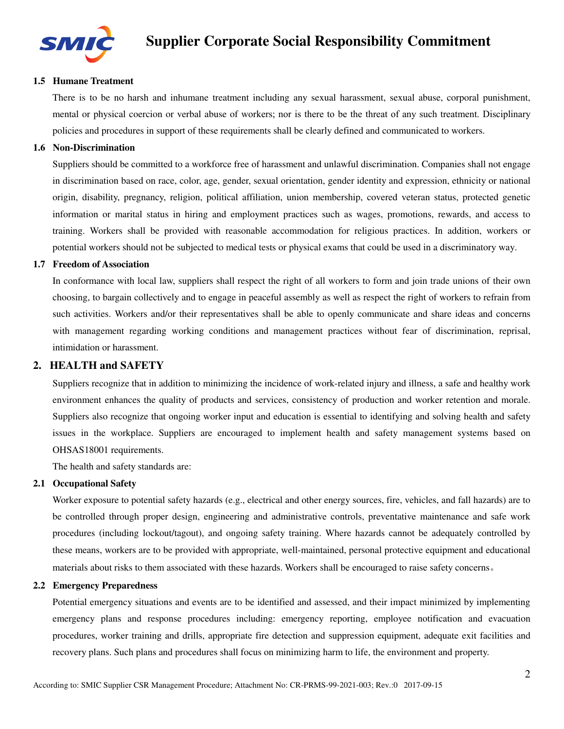### 1.5 Humane Treatment

There is to be no harsh and inhumane treatment including any sexual harassment, sexual abuse, corporal punishment, mental or physical coercion or verbal abuse of workers; nor is there to be the threat of any such treatment. Disciplinary policies and procedures in support of these requirements shall be clearly defined and communicated to workers.

### 1.6 Non-Discrimination

Suppliers should be committed to a workforce free of harassment and unlawful discrimination. Companies shall not engage in discrimination based on race, color, age, gender, sexual orientation, gender identity and expression, ethnicity or national origin, disability, pregnancy, religion, political affiliation, union membership, covered veteran status, protected genetic information or marital status in hiring and employment practices such as wages, promotions, rewards, and access to training. Workers shall be provided with reasonable accommodation for religious practices. In addition, workers or potential workers should not be subjected to medical tests or physical exams that could be used in a discriminatory way.

### 1.7 Freedom of Association

In conformance with local law, suppliers shall respect the right of all workers to form and join trade unions of their own choosing, to bargain collectively and to engage in peaceful assembly as well as respect the right of workers to refrain from such activities. Workers and/or their representatives shall be able to openly communicate and share ideas and concerns with management regarding working conditions and management practices without fear of discrimination, reprisal, intimidation or harassment.

## 2. HEALTH and SAFETY

Suppliers recognize that in addition to minimizing the incidence of work-related injury and illness, a safe and healthy work environment enhances the quality of products and services, consistency of production and worker retention and morale. Suppliers also recognize that ongoing worker input and education is essential to identifying and solving health and safety issues in the workplace. Suppliers are encouraged to implement health and safety management systems based on OHSAS18001 requirements.

The health and safety standards are:

### 2.1 Occupational Safety

Worker exposure to potential safety hazards (e.g., electrical and other energy sources, fire, vehicles, and fall hazards) are to be controlled through proper design, engineering and administrative controls, preventative maintenance and safe work procedures (including lockout/tagout), and ongoing safety training. Where hazards cannot be adequately controlled by these means, workers are to be provided with appropriate, well-maintained, personal protective equipment and educational materials about risks to them associated with these hazards. Workers shall be encouraged to raise safety concerns。

### 2.2 Emergency Preparedness

Potential emergency situations and events are to be identified and assessed, and their impact minimized by implementing emergency plans and response procedures including: emergency reporting, employee notification and evacuation procedures, worker training and drills, appropriate fire detection and suppression equipment, adequate exit facilities and recovery plans. Such plans and procedures shall focus on minimizing harm to life, the environment and property.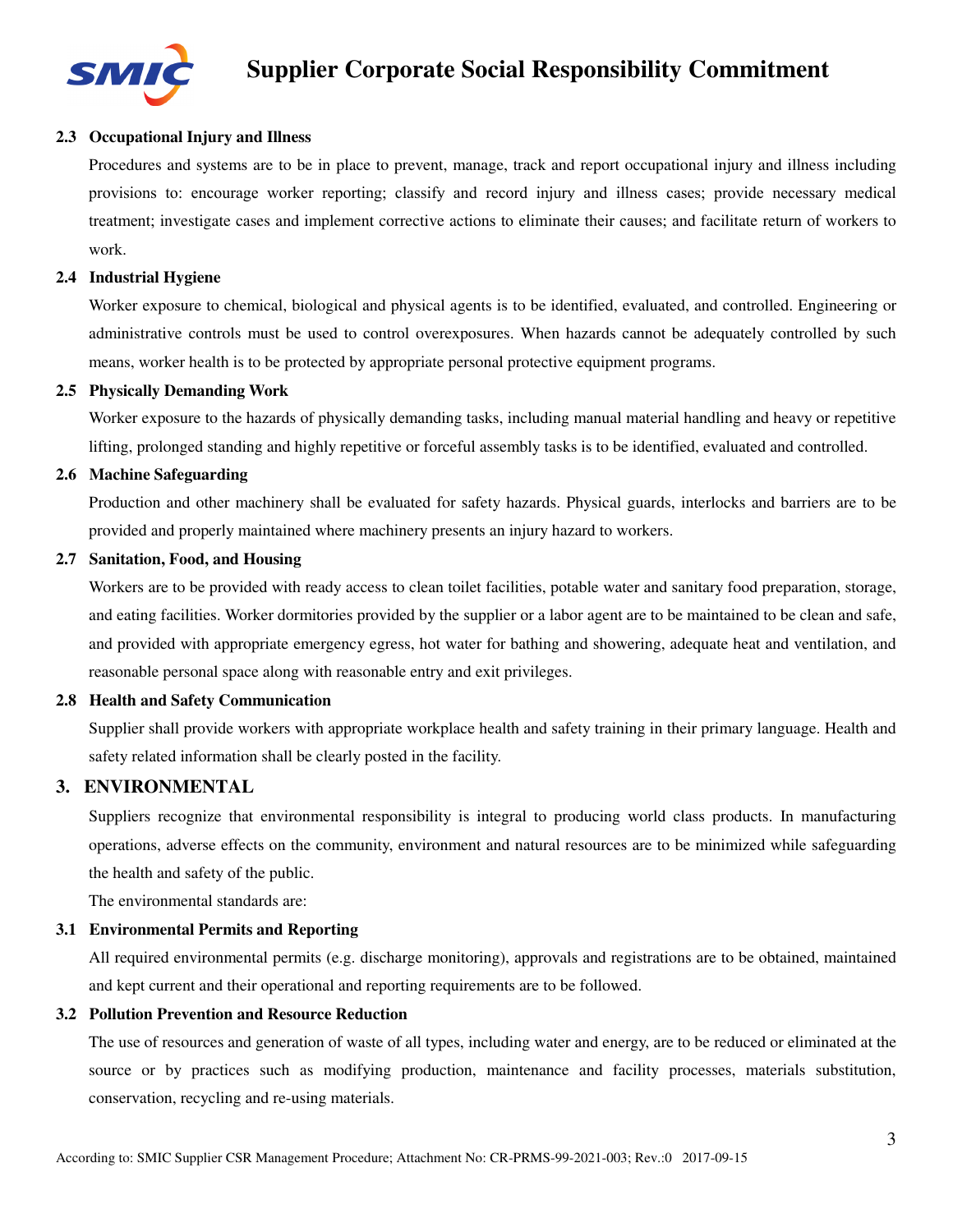### 2.3 Occupational Injury and Illness

Procedures and systems are to be in place to prevent, manage, track and report occupational injury and illness including provisions to: encourage worker reporting; classify and record injury and illness cases; provide necessary medical treatment; investigate cases and implement corrective actions to eliminate their causes; and facilitate return of workers to work.

### 2.4 Industrial Hygiene

Worker exposure to chemical, biological and physical agents is to be identified, evaluated, and controlled. Engineering or administrative controls must be used to control overexposures. When hazards cannot be adequately controlled by such means, worker health is to be protected by appropriate personal protective equipment programs.

### 2.5 Physically Demanding Work

Worker exposure to the hazards of physically demanding tasks, including manual material handling and heavy or repetitive lifting, prolonged standing and highly repetitive or forceful assembly tasks is to be identified, evaluated and controlled.

### 2.6 Machine Safeguarding

Production and other machinery shall be evaluated for safety hazards. Physical guards, interlocks and barriers are to be provided and properly maintained where machinery presents an injury hazard to workers.

### 2.7 Sanitation, Food, and Housing

Workers are to be provided with ready access to clean toilet facilities, potable water and sanitary food preparation, storage, and eating facilities. Worker dormitories provided by the supplier or a labor agent are to be maintained to be clean and safe, and provided with appropriate emergency egress, hot water for bathing and showering, adequate heat and ventilation, and reasonable personal space along with reasonable entry and exit privileges.

### 2.8 Health and Safety Communication

Supplier shall provide workers with appropriate workplace health and safety training in their primary language. Health and safety related information shall be clearly posted in the facility.

## 3. ENVIRONMENTAL

Suppliers recognize that environmental responsibility is integral to producing world class products. In manufacturing operations, adverse effects on the community, environment and natural resources are to be minimized while safeguarding the health and safety of the public.

The environmental standards are:

### 3.1 Environmental Permits and Reporting

All required environmental permits (e.g. discharge monitoring), approvals and registrations are to be obtained, maintained and kept current and their operational and reporting requirements are to be followed.

### 3.2 Pollution Prevention and Resource Reduction

The use of resources and generation of waste of all types, including water and energy, are to be reduced or eliminated at the source or by practices such as modifying production, maintenance and facility processes, materials substitution, conservation, recycling and re-using materials.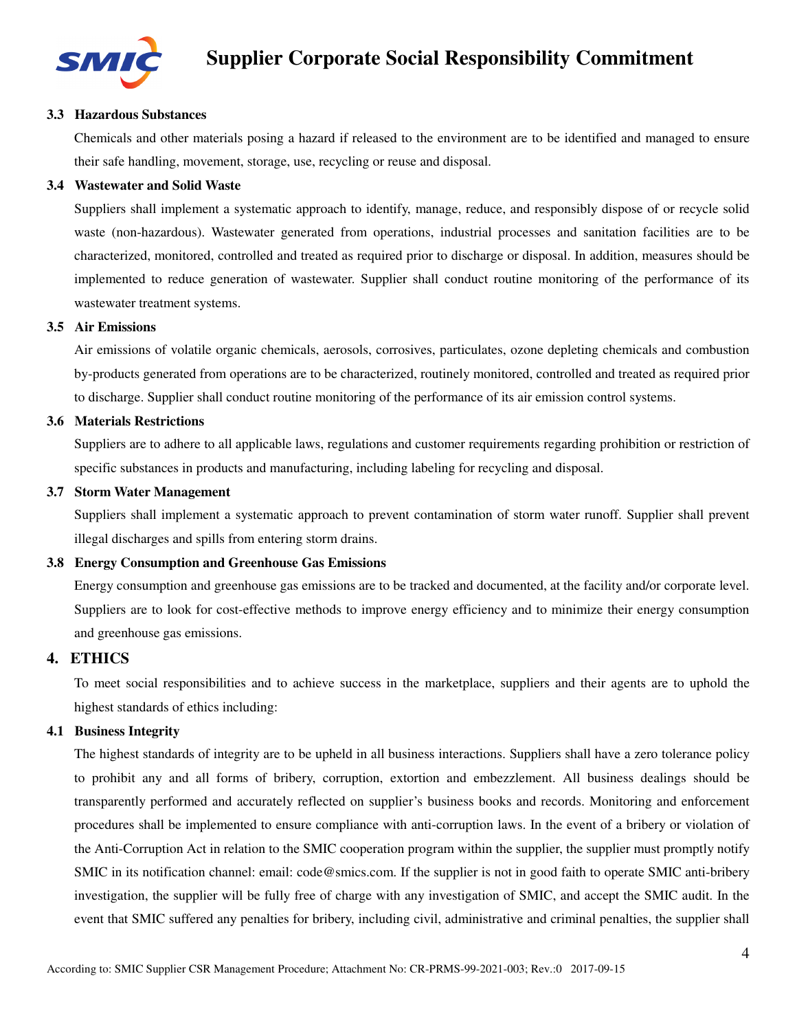### 3.3 Hazardous Substances

Chemicals and other materials posing a hazard if released to the environment are to be identified and managed to ensure their safe handling, movement, storage, use, recycling or reuse and disposal.

### 3.4 Wastewater and Solid Waste

Suppliers shall implement a systematic approach to identify, manage, reduce, and responsibly dispose of or recycle solid waste (non-hazardous). Wastewater generated from operations, industrial processes and sanitation facilities are to be characterized, monitored, controlled and treated as required prior to discharge or disposal. In addition, measures should be implemented to reduce generation of wastewater. Supplier shall conduct routine monitoring of the performance of its wastewater treatment systems.

### 3.5 Air Emissions

Air emissions of volatile organic chemicals, aerosols, corrosives, particulates, ozone depleting chemicals and combustion by-products generated from operations are to be characterized, routinely monitored, controlled and treated as required prior to discharge. Supplier shall conduct routine monitoring of the performance of its air emission control systems.

### 3.6 Materials Restrictions

Suppliers are to adhere to all applicable laws, regulations and customer requirements regarding prohibition or restriction of specific substances in products and manufacturing, including labeling for recycling and disposal.

### 3.7 Storm Water Management

Suppliers shall implement a systematic approach to prevent contamination of storm water runoff. Supplier shall prevent illegal discharges and spills from entering storm drains.

### 3.8 Energy Consumption and Greenhouse Gas Emissions

Energy consumption and greenhouse gas emissions are to be tracked and documented, at the facility and/or corporate level. Suppliers are to look for cost-effective methods to improve energy efficiency and to minimize their energy consumption and greenhouse gas emissions.

## 4. ETHICS

To meet social responsibilities and to achieve success in the marketplace, suppliers and their agents are to uphold the highest standards of ethics including:

### 4.1 Business Integrity

The highest standards of integrity are to be upheld in all business interactions. Suppliers shall have a zero tolerance policy to prohibit any and all forms of bribery, corruption, extortion and embezzlement. All business dealings should be transparently performed and accurately reflected on supplier's business books and records. Monitoring and enforcement procedures shall be implemented to ensure compliance with anti-corruption laws. In the event of a bribery or violation of the Anti-Corruption Act in relation to the SMIC cooperation program within the supplier, the supplier must promptly notify SMIC in its notification channel: email: code@smics.com. If the supplier is not in good faith to operate SMIC anti-bribery investigation, the supplier will be fully free of charge with any investigation of SMIC, and accept the SMIC audit. In the event that SMIC suffered any penalties for bribery, including civil, administrative and criminal penalties, the supplier shall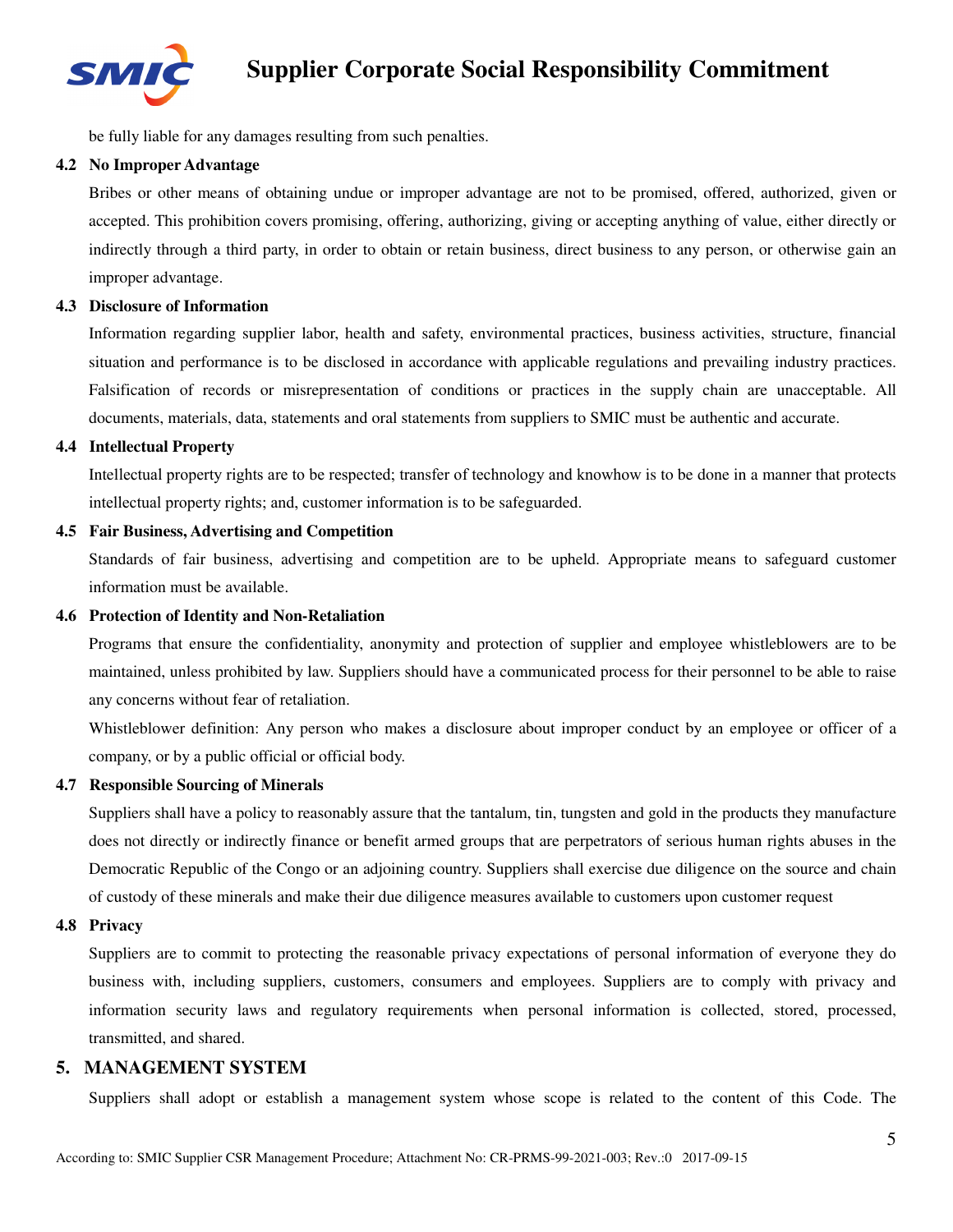be fully liable for any damages resulting from such penalties.

**4.2 No Improper Advantage**

Bribes or other means of obtaining undue or improper advantage are not to be promised, offered, authorized, given or accepted. This prohibition covers promising, offering, authorizing, giving or accepting anything of value, either directly or indirectly through a third party, in order to obtain or retain business, direct business to any person, or otherwise gain an improper advantage.

**4.3 Disclosure of Information**

Information regarding supplier labor, health and safety, environmental practices, business activities, structure, financial situation and performance is to be disclosed in accordance with applicable regulations and prevailing industry practices. Falsification of records or misrepresentation of conditions or practices in the supply chain are unacceptable. All documents, materials, data, statements and oral statements from suppliers to SMIC must be authentic and accurate.

**4.4 Intellectual Property**

Intellectual property rights are to be respected; transfer of technology and knowhow is to be done in a manner that protects intellectual property rights; and, customer information is to be safeguarded.

**4.5 Fair Business, Advertising and Competition**

Standards of fair business, advertising and competition are to be upheld. Appropriate means to safeguard customer information must be available.

**4.6 Protection of Identity and Non-Retaliation**

Programs that ensure the confidentiality, anonymity and protection of supplier and employee whistleblowers are to be maintained, unless prohibited by law. Suppliers should have a communicated process for their personnel to be able to raise any concerns without fear of retaliation.

Whistleblower definition: Any person who makes a disclosure about improper conduct by an employee or officer of a company, or by a public official or official body.

**4.7 Responsible Sourcing of Minerals**

Suppliers shall have a policy to reasonably assure that the tantalum, tin, tungsten and gold in the products they manufacture does not directly or indirectly finance or benefit armed groups that are perpetrators of serious human rights abuses in the Democratic Republic of the Congo or an adjoining country. Suppliers shall exercise due diligence on the source and chain of custody of these minerals and make their due diligence measures available to customers upon customer request

**4.8 Privacy**

Suppliers are to commit to protecting the reasonable privacy expectations of personal information of everyone they do business with, including suppliers, customers, consumers and employees. Suppliers are to comply with privacy and information security laws and regulatory requirements when personal information is collected, stored, processed, transmitted, and shared.

## 5. MANAGEMENT SYSTEM

Suppliers shall adopt or establish a management system whose scope is related to the content of this Code. The

According to: SMIC Supplier CSR Management Procedure; Attachment No: CR-PRMS-99-2021-003; Rev.:0 2017-09-15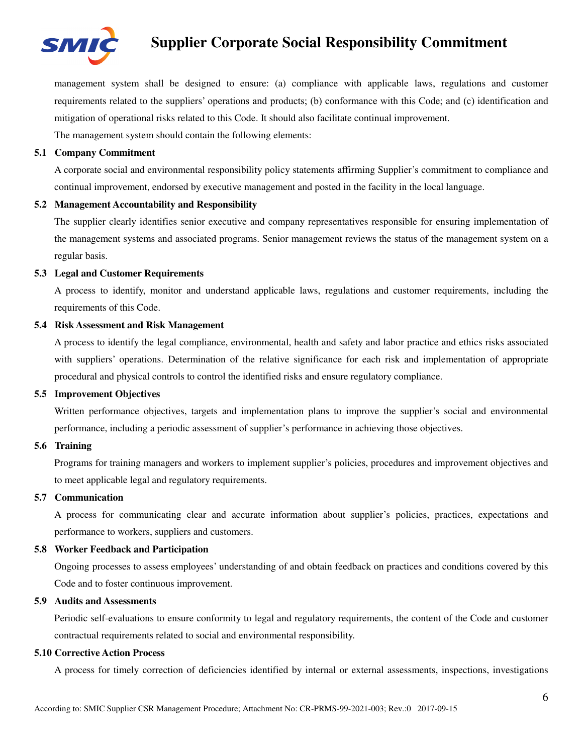management system shall be designed to ensure: (a) compliance with applicable laws, regulations and customer requirements related to the suppliers' operations and products; (b) conformance with this Code; and (c) identification and mitigation of operational risks related to this Code. It should also facilitate continual improvement.

The management system should contain the following elements:

**5.1 Company Commitment**

A corporate social and environmental responsibility policy statements affirming Supplier's commitment to compliance and continual improvement, endorsed by executive management and posted in the facility in the local language.

**5.2 Management Accountability and Responsibility**

The supplier clearly identifies senior executive and company representatives responsible for ensuring implementation of the management systems and associated programs. Senior management reviews the status of the management system on a regular basis.

**5.3 Legal and Customer Requirements**

A process to identify, monitor and understand applicable laws, regulations and customer requirements, including the requirements of this Code.

**5.4 Risk Assessment and Risk Management**

A process to identify the legal compliance, environmental, health and safety and labor practice and ethics risks associated with suppliers' operations. Determination of the relative significance for each risk and implementation of appropriate procedural and physical controls to control the identified risks and ensure regulatory compliance.

**5.5 Improvement Objectives**

Written performance objectives, targets and implementation plans to improve the supplier's social and environmental performance, including a periodic assessment of supplier's performance in achieving those objectives.

**5.6 Training**

Programs for training managers and workers to implement supplier's policies, procedures and improvement objectives and to meet applicable legal and regulatory requirements.

**5.7 Communication**

A process for communicating clear and accurate information about supplier's policies, practices, expectations and performance to workers, suppliers and customers.

**5.8 Worker Feedback and Participation**

Ongoing processes to assess employees' understanding of and obtain feedback on practices and conditions covered by this Code and to foster continuous improvement.

**5.9 Audits and Assessments**

Periodic self-evaluations to ensure conformity to legal and regulatory requirements, the content of the Code and customer contractual requirements related to social and environmental responsibility.

**5.10 Corrective Action Process**

A process for timely correction of deficiencies identified by internal or external assessments, inspections, investigations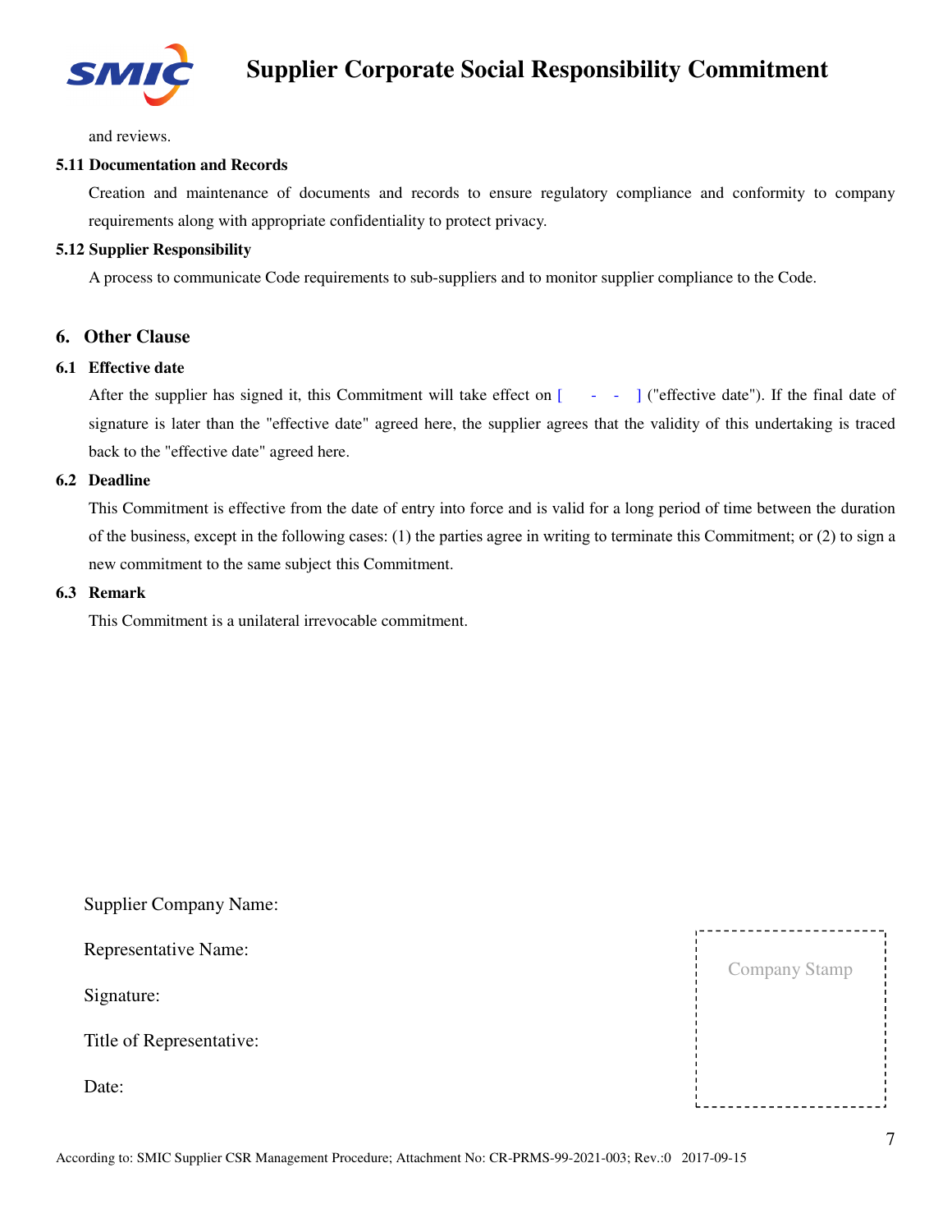and reviews.

**5.11 Documentation and Records**

Creation and maintenance of documents and records to ensure regulatory compliance and conformity to company requirements along with appropriate confidentiality to protect privacy.

**5.12 Supplier Responsibility**

A process to communicate Code requirements to sub-suppliers and to monitor supplier compliance to the Code.

## 6. Other Clause

**6.1 Effective date**

After the supplier has signed it, this Commitment will take effect on [ - - ] ("effective date"). If the final date of signature is later than the "effective date" agreed here, the supplier agrees that the validity of this undertaking is traced back to the "effective date" agreed here.

**6.2 Deadline**

This Commitment is effective from the date of entry into force and is valid for a long period of time between the duration of the business, except in the following cases: (1) the parties agree in writing to terminate this Commitment; or (2) to sign a new commitment to the same subject this Commitment.

**6.3 Remark**

This Commitment is a unilateral irrevocable commitment.

Supplier Company Name:

Representative Name:

Signature:

Title of Representative:

Date:

Company Stamp

According to: SMIC Supplier CSR Management Procedure; Attachment No: CR-PRMS-99-2021-003; Rev.:0 2017-09-15